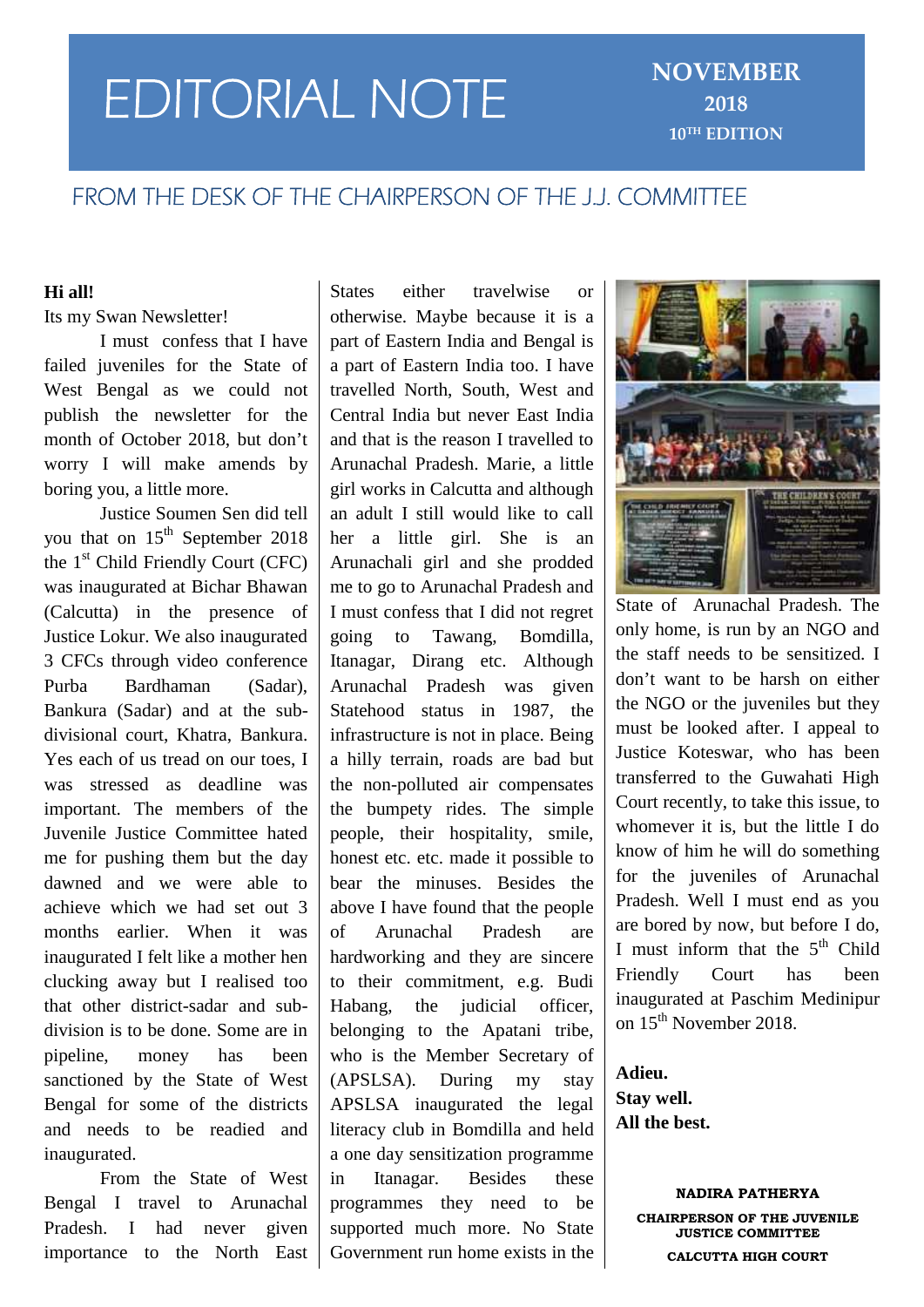# EDITORIAL NOTE

**NOVEMBER 2018**
**10TH EDITION**

## FROM THE DESK OF THE CHAIRPERSON OF THE J.J. COMMITTEE

**Hi all!**

Its my Swan Newsletter!

I must confess that I have failed juveniles for the State of West Bengal as we could not publish the newsletter for the month of October 2018, but don't worry I will make amends by boring you, a little more.

Justice Soumen Sen did tell you that on 15th September 2018 the 1st Child Friendly Court (CFC) was inaugurated at Bichar Bhawan (Calcutta) in the presence of Justice Lokur. We also inaugurated 3 CFCs through video conference Purba Bardhaman (Sadar), Bankura (Sadar) and at the sub-divisional court, Khatra, Bankura. Yes each of us tread on our toes, I was stressed as deadline was important. The members of the Juvenile Justice Committee hated me for pushing them but the day dawned and we were able to achieve which we had set out 3 months earlier. When it was inaugurated I felt like a mother hen clucking away but I realised too that other district-sadar and sub-division is to be done. Some are in pipeline, money has been sanctioned by the State of West Bengal for some of the districts and needs to be readied and inaugurated.

From the State of West Bengal I travel to Arunachal Pradesh. I had never given importance to the North East States either travelwise or otherwise. Maybe because it is a part of Eastern India and Bengal is a part of Eastern India too. I have travelled North, South, West and Central India but never East India and that is the reason I travelled to Arunachal Pradesh. Marie, a little girl works in Calcutta and although an adult I still would like to call her a little girl. She is an Arunachali girl and she prodded me to go to Arunachal Pradesh and I must confess that I did not regret going to Tawang, Bomdilla, Itanagar, Dirang etc. Although Arunachal Pradesh was given Statehood status in 1987, the infrastructure is not in place. Being a hilly terrain, roads are bad but the non-polluted air compensates the bumpety rides. The simple people, their hospitality, smile, honest etc. etc. made it possible to bear the minuses. Besides the above I have found that the people of Arunachal Pradesh are hardworking and they are sincere to their commitment, e.g. Budi Habang, the judicial officer, belonging to the Apatani tribe, who is the Member Secretary of (APSLSA). During my stay APSLSA inaugurated the legal literacy club in Bomdilla and held a one day sensitization programme in Itanagar. Besides these programmes they need to be supported much more. No State Government run home exists in the State of Arunachal Pradesh. The only home, is run by an NGO and the staff needs to be sensitized. I don't want to be harsh on either the NGO or the juveniles but they must be looked after. I appeal to Justice Koteswar, who has been transferred to the Guwahati High Court recently, to take this issue, to whomever it is, but the little I do know of him he will do something for the juveniles of Arunachal Pradesh. Well I must end as you are bored by now, but before I do, I must inform that the 5th Child Friendly Court has been inaugurated at Paschim Medinipur on 15th November 2018.

**Adieu.**
**Stay well.**
**All the best.**

**NADIRA PATHERYA**
**CHAIRPERSON OF THE JUVENILE JUSTICE COMMITTEE**
**CALCUTTA HIGH COURT**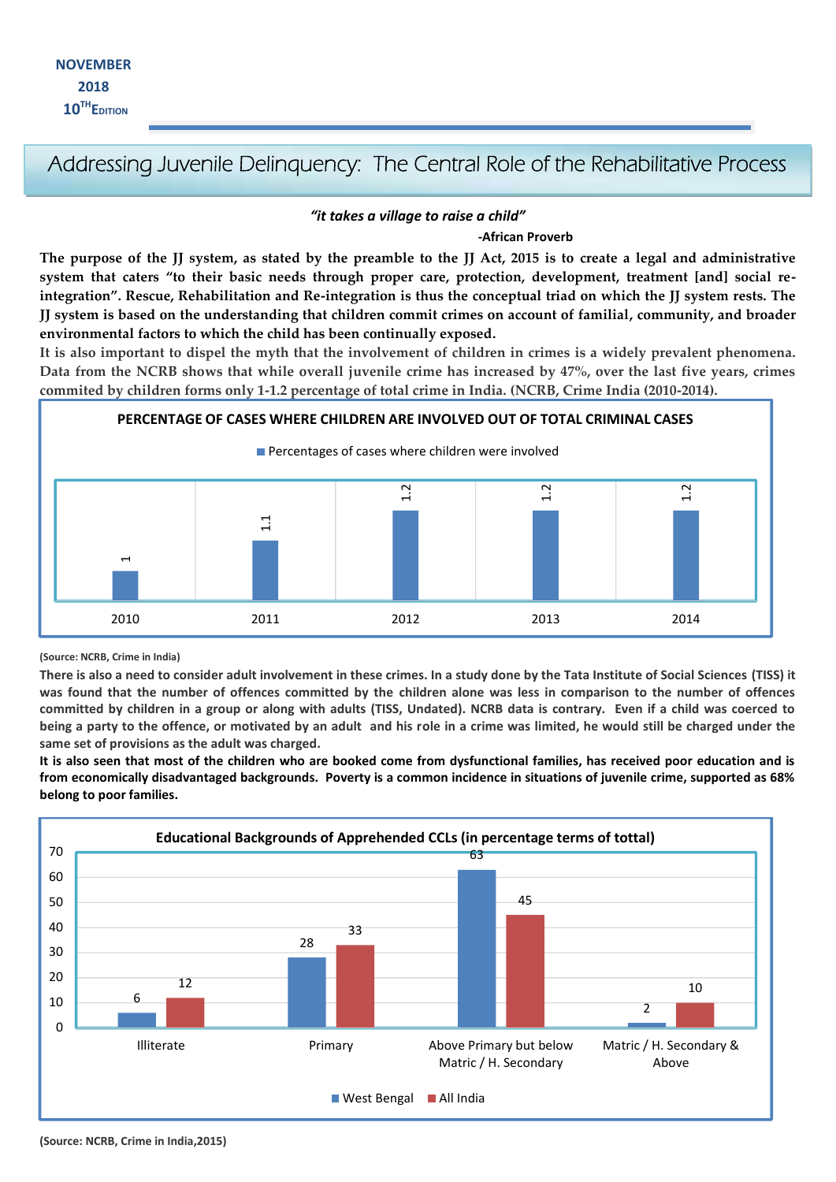NOVEMBER 2018 10[TH] EDITION

# Addressing Juvenile Delinquency: The Central Role of the Rehabilitative Process

*"it takes a village to raise a child"*

**-African Proverb**

**The purpose of the JJ system, as stated by the preamble to the JJ Act, 2015 is to create a legal and administrative system that caters "to their basic needs through proper care, protection, development, treatment [and] social re-integration". Rescue, Rehabilitation and Re-integration is thus the conceptual triad on which the JJ system rests. The JJ system is based on the understanding that children commit crimes on account of familial, community, and broader environmental factors to which the child has been continually exposed.**

**It is also important to dispel the myth that the involvement of children in crimes is a widely prevalent phenomena. Data from the NCRB shows that while overall juvenile crime has increased by 47%, over the last five years, crimes commited by children forms only 1-1.2 percentage of total crime in India. (NCRB, Crime India (2010-2014).**

**PERCENTAGE OF CASES WHERE CHILDREN ARE INVOLVED OUT OF TOTAL CRIMINAL CASES**

| Year | Percentages of cases where children were involved |
|---|---|
| 2010 | 1 |
| 2011 | 1.1 |
| 2012 | 1.2 |
| 2013 | 1.2 |
| 2014 | 1.2 |

**(Source: NCRB, Crime in India)**

**There is also a need to consider adult involvement in these crimes. In a study done by the Tata Institute of Social Sciences (TISS) it was found that the number of offences committed by the children alone was less in comparison to the number of offences committed by children in a group or along with adults (TISS, Undated). NCRB data is contrary. Even if a child was coerced to being a party to the offence, or motivated by an adult and his role in a crime was limited, he would still be charged under the same set of provisions as the adult was charged.**

**It is also seen that most of the children who are booked come from dysfunctional families, has received poor education and is from economically disadvantaged backgrounds. Poverty is a common incidence in situations of juvenile crime, supported as 68% belong to poor families.**

**Educational Backgrounds of Apprehended CCLs (in percentage terms of tottal)**

| Education | West Bengal | All India |
|---|---|---|
| Illiterate | 6 | 12 |
| Primary | 28 | 33 |
| Above Primary but below Matric / H. Secondary | 63 | 45 |
| Matric / H. Secondary & Above | 2 | 10 |

**(Source: NCRB, Crime in India,2015)**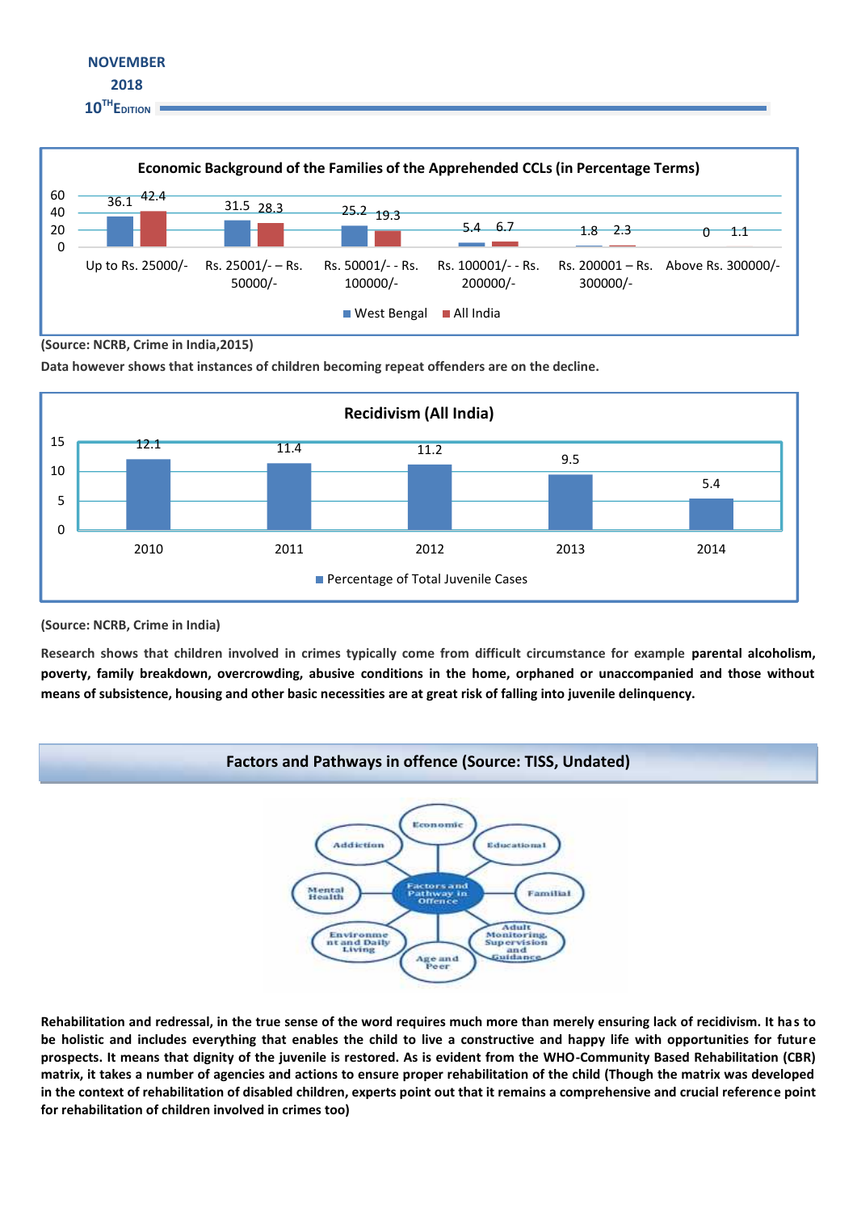**Economic Background of the Families of the Apprehended CCLs (in Percentage Terms)**

| Income | West Bengal | All India |
|---|---|---|
| Up to Rs. 25000/- | 36.1 | 42.4 |
| Rs. 25001/- – Rs. 50000/- | 31.5 | 28.3 |
| Rs. 50001/- - Rs. 100000/- | 25.2 | 19.3 |
| Rs. 100001/- - Rs. 200000/- | 5.4 | 6.7 |
| Rs. 200001 – Rs. 300000/- | 1.8 | 2.3 |
| Above Rs. 300000/- | 0 | 1.1 |

**(Source: NCRB, Crime in India,2015)**

**Data however shows that instances of children becoming repeat offenders are on the decline.**

**Recidivism (All India)**

| Year | Percentage of Total Juvenile Cases |
|---|---|
| 2010 | 12.1 |
| 2011 | 11.4 |
| 2012 | 11.2 |
| 2013 | 9.5 |
| 2014 | 5.4 |

**(Source: NCRB, Crime in India)**

**Research shows that children involved in crimes typically come from difficult circumstance for example parental alcoholism, poverty, family breakdown, overcrowding, abusive conditions in the home, orphaned or unaccompanied and those without means of subsistence, housing and other basic necessities are at great risk of falling into juvenile delinquency.**

## Factors and Pathways in offence (Source: TISS, Undated)

Factors and Pathway in Offence: Economic; Educational; Familial; Adult Monitoring, Supervision and Guidance; Age and Peer; Environment and Daily Living; Mental Health; Addiction

**Rehabilitation and redressal, in the true sense of the word requires much more than merely ensuring lack of recidivism. It has to be holistic and includes everything that enables the child to live a constructive and happy life with opportunities for future prospects. It means that dignity of the juvenile is restored. As is evident from the WHO-Community Based Rehabilitation (CBR) matrix, it takes a number of agencies and actions to ensure proper rehabilitation of the child (Though the matrix was developed in the context of rehabilitation of disabled children, experts point out that it remains a comprehensive and crucial reference point for rehabilitation of children involved in crimes too)**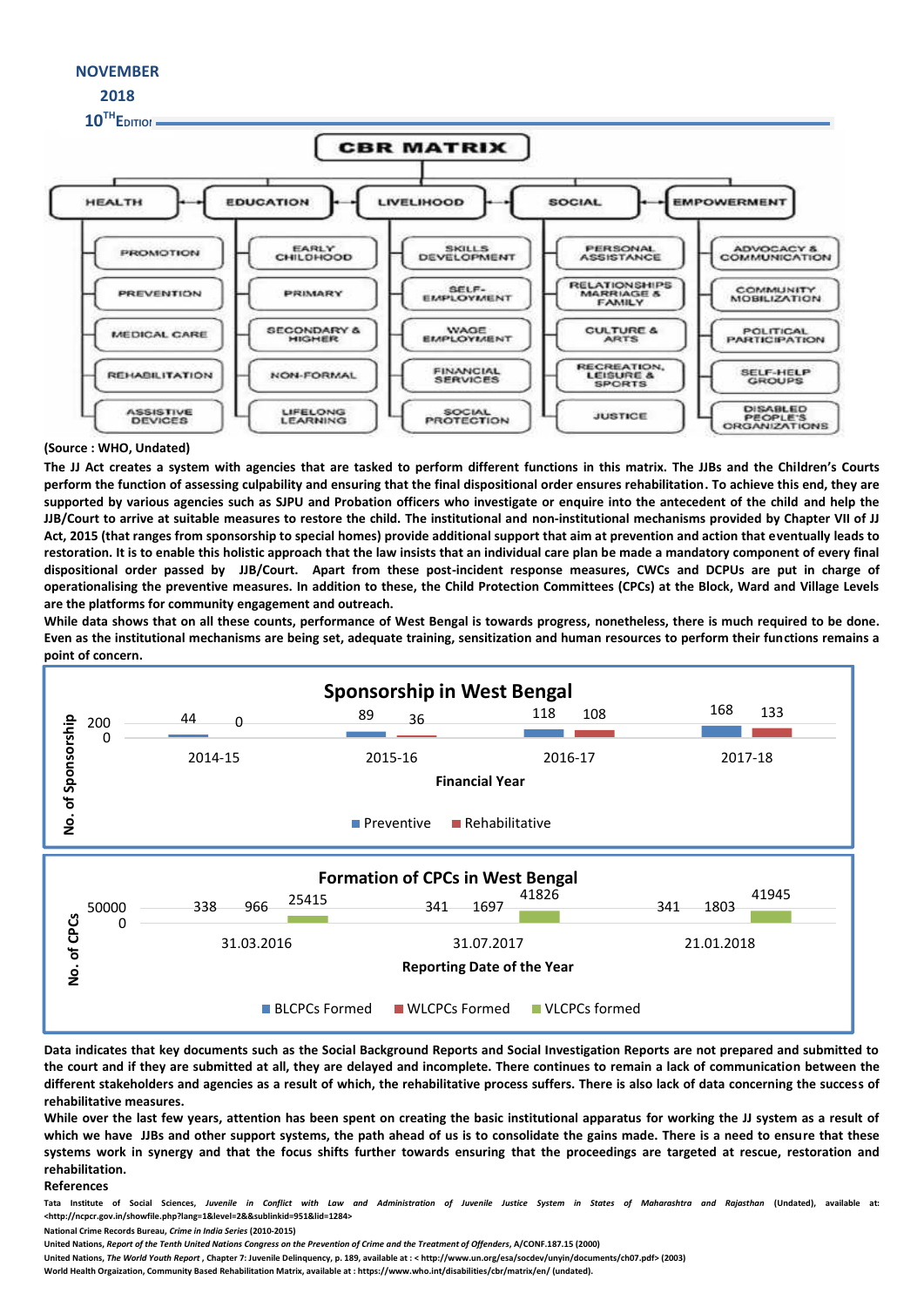NOVEMBER

2018

10TH EDITION

CBR MATRIX

HEALTH
EDUCATION
LIVELIHOOD
SOCIAL
EMPOWERMENT

PROMOTION
PREVENTION
MEDICAL CARE
REHABILITATION
ASSISTIVE DEVICES

EARLY CHILDHOOD
PRIMARY
SECONDARY & HIGHER
NON-FORMAL
LIFELONG LEARNING

SKILLS DEVELOPMENT
SELF-EMPLOYMENT
WAGE EMPLOYMENT
FINANCIAL SERVICES
SOCIAL PROTECTION

PERSONAL ASSISTANCE
RELATIONSHIPS MARRIAGE & FAMILY
CULTURE & ARTS
RECREATION, LEISURE & SPORTS
JUSTICE

ADVOCACY & COMMUNICATION
COMMUNITY MOBILIZATION
POLITICAL PARTICIPATION
SELF-HELP GROUPS
DISABLED PEOPLE'S ORGANIZATIONS

**(Source : WHO, Undated)**

**The JJ Act creates a system with agencies that are tasked to perform different functions in this matrix. The JJBs and the Children's Courts perform the function of assessing culpability and ensuring that the final dispositional order ensures rehabilitation. To achieve this end, they are supported by various agencies such as SJPU and Probation officers who investigate or enquire into the antecedent of the child and help the JJB/Court to arrive at suitable measures to restore the child. The institutional and non-institutional mechanisms provided by Chapter VII of JJ Act, 2015 (that ranges from sponsorship to special homes) provide additional support that aim at prevention and action that eventually leads to restoration. It is to enable this holistic approach that the law insists that an individual care plan be made a mandatory component of every final dispositional order passed by JJB/Court. Apart from these post-incident response measures, CWCs and DCPUs are put in charge of operationalising the preventive measures. In addition to these, the Child Protection Committees (CPCs) at the Block, Ward and Village Levels are the platforms for community engagement and outreach.**

**While data shows that on all these counts, performance of West Bengal is towards progress, nonetheless, there is much required to be done. Even as the institutional mechanisms are being set, adequate training, sensitization and human resources to perform their functions remains a point of concern.**

Sponsorship in West Bengal

No. of Sponsorship

200
0

44
0
89
36
118
108
168
133

2014-15
2015-16
2016-17
2017-18

Financial Year

Preventive
Rehabilitative

Formation of CPCs in West Bengal

No. of CPCs

50000
0

338
966
25415
341
1697
41826
341
1803
41945

31.03.2016
31.07.2017
21.01.2018

Reporting Date of the Year

BLCPCs Formed
WLCPCs Formed
VLCPCs formed

**Data indicates that key documents such as the Social Background Reports and Social Investigation Reports are not prepared and submitted to the court and if they are submitted at all, they are delayed and incomplete. There continues to remain a lack of communication between the different stakeholders and agencies as a result of which, the rehabilitative process suffers. There is also lack of data concerning the success of rehabilitative measures.**

**While over the last few years, attention has been spent on creating the basic institutional apparatus for working the JJ system as a result of which we have JJBs and other support systems, the path ahead of us is to consolidate the gains made. There is a need to ensure that these systems work in synergy and that the focus shifts further towards ensuring that the proceedings are targeted at rescue, restoration and rehabilitation.**

**References**

**Tata Institute of Social Sciences, *Juvenile in Conflict with Law and Administration of Juvenile Justice System in States of Maharashtra and Rajasthan* (Undated), available at: <http://ncpcr.gov.in/showfile.php?lang=1&level=2&&sublinkid=951&lid=1284>**

**National Crime Records Bureau, *Crime in India Series* (2010-2015)**

**United Nations, *Report of the Tenth United Nations Congress on the Prevention of Crime and the Treatment of Offenders*, A/CONF.187.15 (2000)**

**United Nations, *The World Youth Report* , Chapter 7: Juvenile Delinquency, p. 189, available at : < http://www.un.org/esa/socdev/unyin/documents/ch07.pdf> (2003)**

**World Health Orgaization, Community Based Rehabilitation Matrix, available at : https://www.who.int/disabilities/cbr/matrix/en/ (undated).**